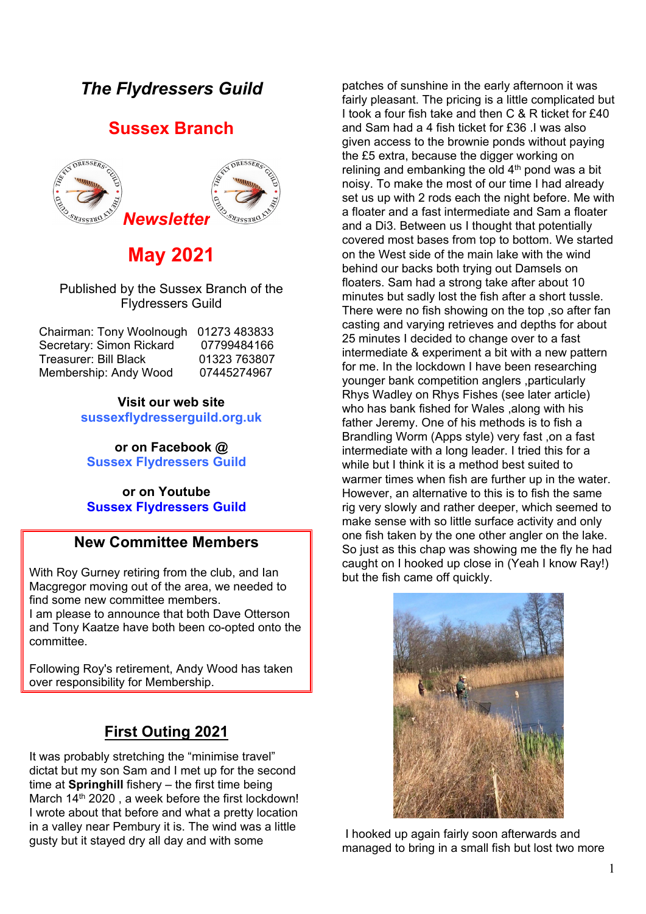# *The Flydressers Guild*

## Sussex Branch

***Newsletter***

## May 2021

Published by the Sussex Branch of the Flydressers Guild

| | |
|---|---|
| Chairman: Tony Woolnough | 01273 483833 |
| Secretary: Simon Rickard | 07799484166 |
| Treasurer: Bill Black | 01323 763807 |
| Membership: Andy Wood | 07445274967 |

**Visit our web site**
**sussexflydresserguild.org.uk**

**or on Facebook @**
**Sussex Flydressers Guild**

**or on Youtube**
**Sussex Flydressers Guild**

## New Committee Members

With Roy Gurney retiring from the club, and Ian Macgregor moving out of the area, we needed to find some new committee members.
I am please to announce that both Dave Otterson and Tony Kaatze have both been co-opted onto the committee.

Following Roy's retirement, Andy Wood has taken over responsibility for Membership.

## First Outing 2021

It was probably stretching the "minimise travel" dictat but my son Sam and I met up for the second time at **Springhill** fishery – the first time being March 14th 2020 , a week before the first lockdown! I wrote about that before and what a pretty location in a valley near Pembury it is. The wind was a little gusty but it stayed dry all day and with some patches of sunshine in the early afternoon it was fairly pleasant. The pricing is a little complicated but I took a four fish take and then C & R ticket for £40 and Sam had a 4 fish ticket for £36 .I was also given access to the brownie ponds without paying the £5 extra, because the digger working on relining and embanking the old 4th pond was a bit noisy. To make the most of our time I had already set us up with 2 rods each the night before. Me with a floater and a fast intermediate and Sam a floater and a Di3. Between us I thought that potentially covered most bases from top to bottom. We started on the West side of the main lake with the wind behind our backs both trying out Damsels on floaters. Sam had a strong take after about 10 minutes but sadly lost the fish after a short tussle. There were no fish showing on the top ,so after fan casting and varying retrieves and depths for about 25 minutes I decided to change over to a fast intermediate & experiment a bit with a new pattern for me. In the lockdown I have been researching younger bank competition anglers ,particularly Rhys Wadley on Rhys Fishes (see later article) who has bank fished for Wales ,along with his father Jeremy. One of his methods is to fish a Brandling Worm (Apps style) very fast ,on a fast intermediate with a long leader. I tried this for a while but I think it is a method best suited to warmer times when fish are further up in the water. However, an alternative to this is to fish the same rig very slowly and rather deeper, which seemed to make sense with so little surface activity and only one fish taken by the one other angler on the lake. So just as this chap was showing me the fly he had caught on I hooked up close in (Yeah I know Ray!) but the fish came off quickly.

I hooked up again fairly soon afterwards and managed to bring in a small fish but lost two more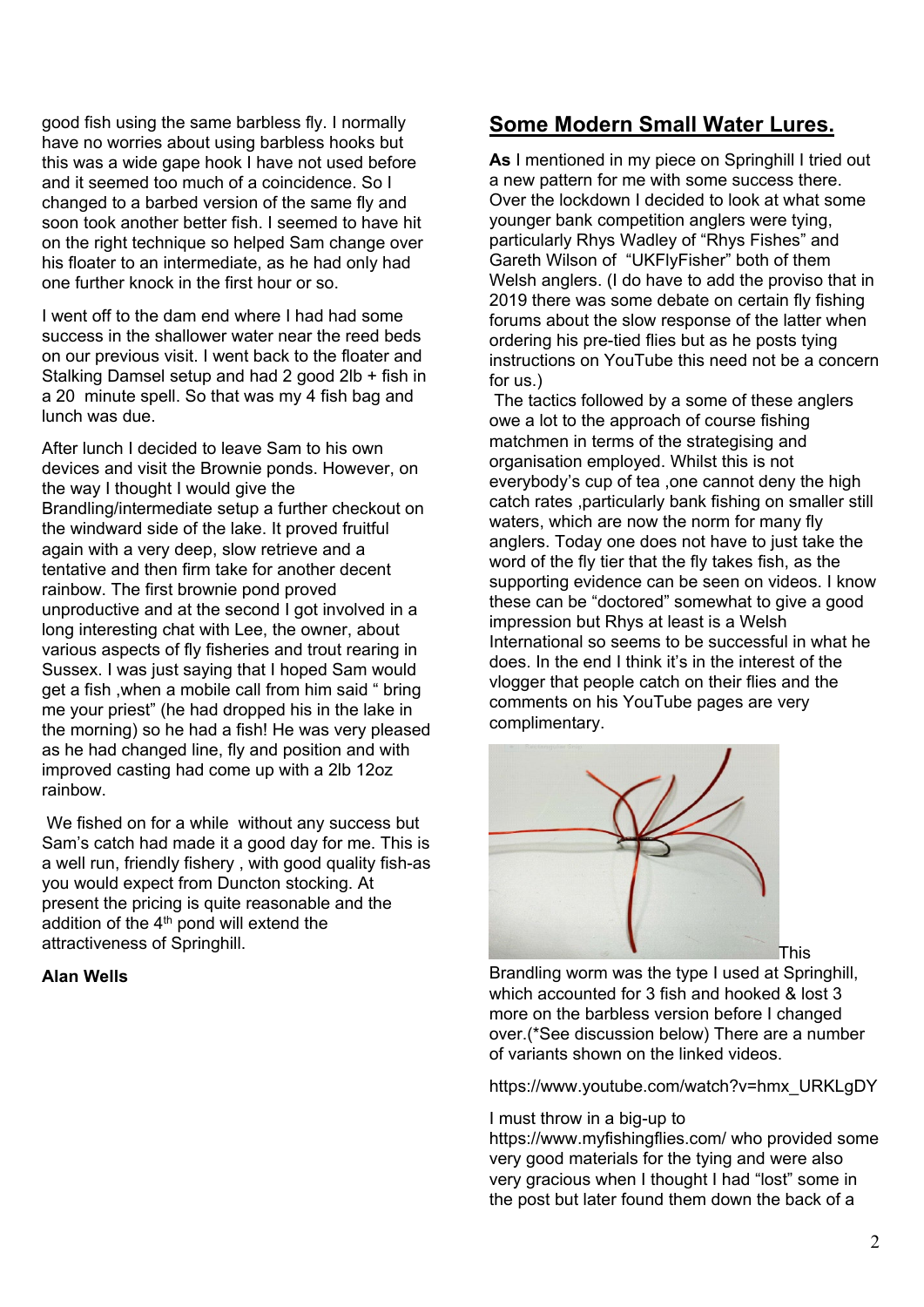good fish using the same barbless fly. I normally have no worries about using barbless hooks but this was a wide gape hook I have not used before and it seemed too much of a coincidence. So I changed to a barbed version of the same fly and soon took another better fish. I seemed to have hit on the right technique so helped Sam change over his floater to an intermediate, as he had only had one further knock in the first hour or so.

I went off to the dam end where I had had some success in the shallower water near the reed beds on our previous visit. I went back to the floater and Stalking Damsel setup and had 2 good 2lb + fish in a 20 minute spell. So that was my 4 fish bag and lunch was due.

After lunch I decided to leave Sam to his own devices and visit the Brownie ponds. However, on the way I thought I would give the Brandling/intermediate setup a further checkout on the windward side of the lake. It proved fruitful again with a very deep, slow retrieve and a tentative and then firm take for another decent rainbow. The first brownie pond proved unproductive and at the second I got involved in a long interesting chat with Lee, the owner, about various aspects of fly fisheries and trout rearing in Sussex. I was just saying that I hoped Sam would get a fish ,when a mobile call from him said " bring me your priest" (he had dropped his in the lake in the morning) so he had a fish! He was very pleased as he had changed line, fly and position and with improved casting had come up with a 2lb 12oz rainbow.

We fished on for a while without any success but Sam's catch had made it a good day for me. This is a well run, friendly fishery , with good quality fish-as you would expect from Duncton stocking. At present the pricing is quite reasonable and the addition of the 4th pond will extend the attractiveness of Springhill.

**Alan Wells**

## Some Modern Small Water Lures.

**As** I mentioned in my piece on Springhill I tried out a new pattern for me with some success there. Over the lockdown I decided to look at what some younger bank competition anglers were tying, particularly Rhys Wadley of "Rhys Fishes" and Gareth Wilson of "UKFlyFisher" both of them Welsh anglers. (I do have to add the proviso that in 2019 there was some debate on certain fly fishing forums about the slow response of the latter when ordering his pre-tied flies but as he posts tying instructions on YouTube this need not be a concern for us.)

The tactics followed by a some of these anglers owe a lot to the approach of course fishing matchmen in terms of the strategising and organisation employed. Whilst this is not everybody's cup of tea ,one cannot deny the high catch rates ,particularly bank fishing on smaller still waters, which are now the norm for many fly anglers. Today one does not have to just take the word of the fly tier that the fly takes fish, as the supporting evidence can be seen on videos. I know these can be "doctored" somewhat to give a good impression but Rhys at least is a Welsh International so seems to be successful in what he does. In the end I think it's in the interest of the vlogger that people catch on their flies and the comments on his YouTube pages are very complimentary.

This Brandling worm was the type I used at Springhill, which accounted for 3 fish and hooked & lost 3 more on the barbless version before I changed over.(*See discussion below) There are a number of variants shown on the linked videos.

https://www.youtube.com/watch?v=hmx_URKLgDY

I must throw in a big-up to https://www.myfishingflies.com/ who provided some very good materials for the tying and were also very gracious when I thought I had "lost" some in the post but later found them down the back of a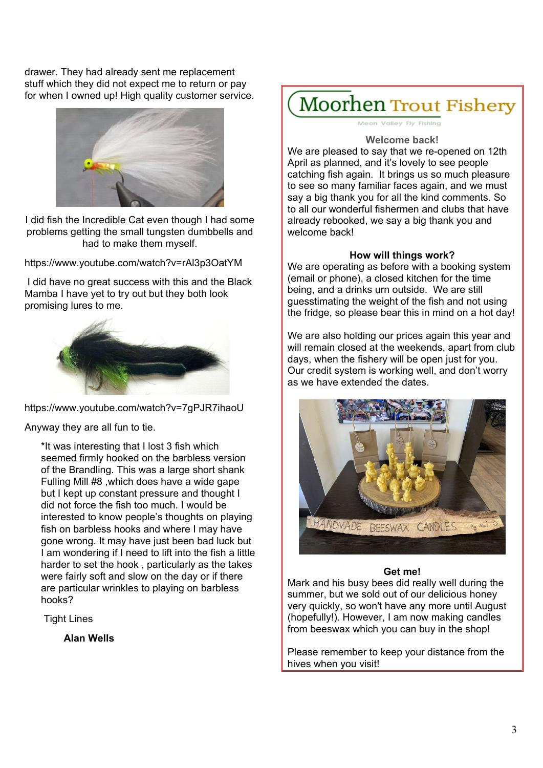drawer. They had already sent me replacement stuff which they did not expect me to return or pay for when I owned up! High quality customer service.

I did fish the Incredible Cat even though I had some problems getting the small tungsten dumbbells and had to make them myself.

https://www.youtube.com/watch?v=rAl3p3OatYM

I did have no great success with this and the Black Mamba I have yet to try out but they both look promising lures to me.

https://www.youtube.com/watch?v=7gPJR7ihaoU

Anyway they are all fun to tie.

*It was interesting that I lost 3 fish which seemed firmly hooked on the barbless version of the Brandling. This was a large short shank Fulling Mill #8 ,which does have a wide gape but I kept up constant pressure and thought I did not force the fish too much. I would be interested to know people's thoughts on playing fish on barbless hooks and where I may have gone wrong. It may have just been bad luck but I am wondering if I need to lift into the fish a little harder to set the hook , particularly as the takes were fairly soft and slow on the day or if there are particular wrinkles to playing on barbless hooks?

Tight Lines

**Alan Wells**

## Moorhen Trout Fishery

Meon Valley Fly Fishing

**Welcome back!**

We are pleased to say that we re-opened on 12th April as planned, and it's lovely to see people catching fish again. It brings us so much pleasure to see so many familiar faces again, and we must say a big thank you for all the kind comments. So to all our wonderful fishermen and clubs that have already rebooked, we say a big thank you and welcome back!

**How will things work?**

We are operating as before with a booking system (email or phone), a closed kitchen for the time being, and a drinks urn outside. We are still guesstimating the weight of the fish and not using the fridge, so please bear this in mind on a hot day!

We are also holding our prices again this year and will remain closed at the weekends, apart from club days, when the fishery will be open just for you. Our credit system is working well, and don't worry as we have extended the dates.

**Get me!**

Mark and his busy bees did really well during the summer, but we sold out of our delicious honey very quickly, so won't have any more until August (hopefully!). However, I am now making candles from beeswax which you can buy in the shop!

Please remember to keep your distance from the hives when you visit!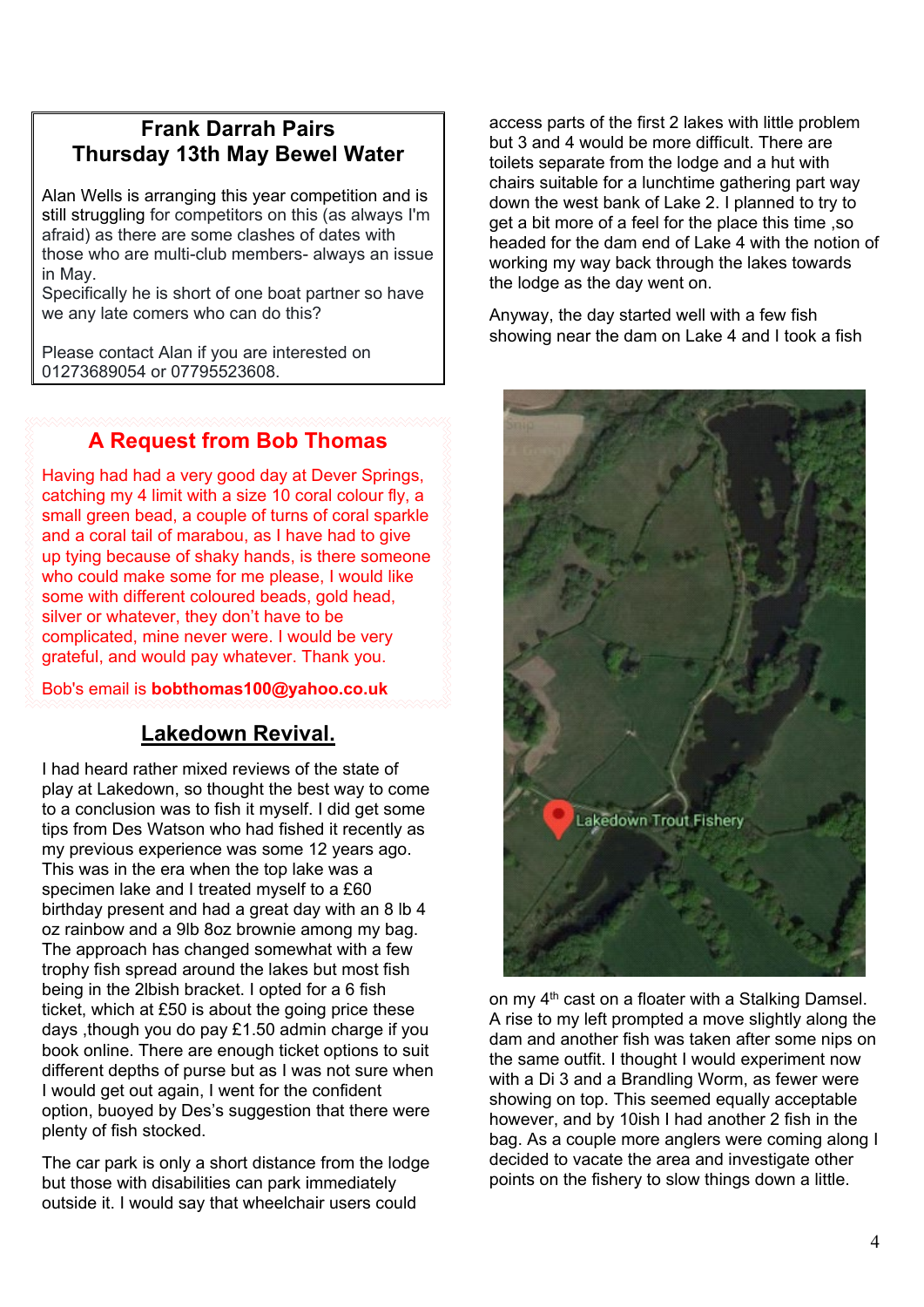## Frank Darrah Pairs
## Thursday 13th May Bewel Water

Alan Wells is arranging this year competition and is still struggling for competitors on this (as always I'm afraid) as there are some clashes of dates with those who are multi-club members- always an issue in May.
Specifically he is short of one boat partner so have we any late comers who can do this?

Please contact Alan if you are interested on 01273689054 or 07795523608.

## A Request from Bob Thomas

Having had had a very good day at Dever Springs, catching my 4 limit with a size 10 coral colour fly, a small green bead, a couple of turns of coral sparkle and a coral tail of marabou, as I have had to give up tying because of shaky hands, is there someone who could make some for me please, I would like some with different coloured beads, gold head, silver or whatever, they don't have to be complicated, mine never were. I would be very grateful, and would pay whatever. Thank you.

Bob's email is **bobthomas100@yahoo.co.uk**

## Lakedown Revival.

I had heard rather mixed reviews of the state of play at Lakedown, so thought the best way to come to a conclusion was to fish it myself. I did get some tips from Des Watson who had fished it recently as my previous experience was some 12 years ago. This was in the era when the top lake was a specimen lake and I treated myself to a £60 birthday present and had a great day with an 8 lb 4 oz rainbow and a 9lb 8oz brownie among my bag. The approach has changed somewhat with a few trophy fish spread around the lakes but most fish being in the 2lbish bracket. I opted for a 6 fish ticket, which at £50 is about the going price these days ,though you do pay £1.50 admin charge if you book online. There are enough ticket options to suit different depths of purse but as I was not sure when I would get out again, I went for the confident option, buoyed by Des's suggestion that there were plenty of fish stocked.

The car park is only a short distance from the lodge but those with disabilities can park immediately outside it. I would say that wheelchair users could access parts of the first 2 lakes with little problem but 3 and 4 would be more difficult. There are toilets separate from the lodge and a hut with chairs suitable for a lunchtime gathering part way down the west bank of Lake 2. I planned to try to get a bit more of a feel for the place this time ,so headed for the dam end of Lake 4 with the notion of working my way back through the lakes towards the lodge as the day went on.

Anyway, the day started well with a few fish showing near the dam on Lake 4 and I took a fish on my 4th cast on a floater with a Stalking Damsel. A rise to my left prompted a move slightly along the dam and another fish was taken after some nips on the same outfit. I thought I would experiment now with a Di 3 and a Brandling Worm, as fewer were showing on top. This seemed equally acceptable however, and by 10ish I had another 2 fish in the bag. As a couple more anglers were coming along I decided to vacate the area and investigate other points on the fishery to slow things down a little.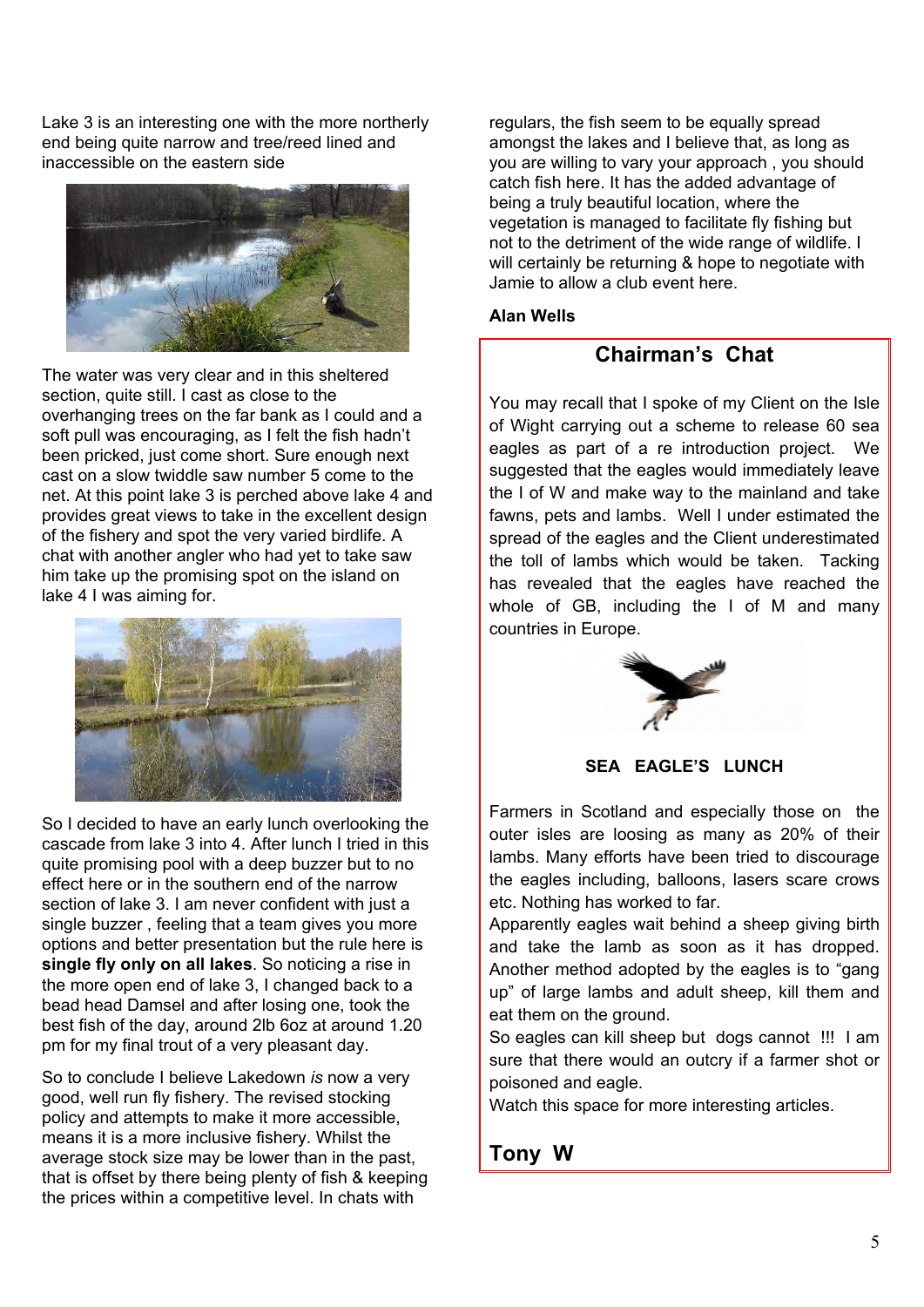Lake 3 is an interesting one with the more northerly end being quite narrow and tree/reed lined and inaccessible on the eastern side

The water was very clear and in this sheltered section, quite still. I cast as close to the overhanging trees on the far bank as I could and a soft pull was encouraging, as I felt the fish hadn't been pricked, just come short. Sure enough next cast on a slow twiddle saw number 5 come to the net. At this point lake 3 is perched above lake 4 and provides great views to take in the excellent design of the fishery and spot the very varied birdlife. A chat with another angler who had yet to take saw him take up the promising spot on the island on lake 4 I was aiming for.

So I decided to have an early lunch overlooking the cascade from lake 3 into 4. After lunch I tried in this quite promising pool with a deep buzzer but to no effect here or in the southern end of the narrow section of lake 3. I am never confident with just a single buzzer , feeling that a team gives you more options and better presentation but the rule here is **single fly only on all lakes**. So noticing a rise in the more open end of lake 3, I changed back to a bead head Damsel and after losing one, took the best fish of the day, around 2lb 6oz at around 1.20 pm for my final trout of a very pleasant day.

So to conclude I believe Lakedown *is* now a very good, well run fly fishery. The revised stocking policy and attempts to make it more accessible, means it is a more inclusive fishery. Whilst the average stock size may be lower than in the past, that is offset by there being plenty of fish & keeping the prices within a competitive level. In chats with regulars, the fish seem to be equally spread amongst the lakes and I believe that, as long as you are willing to vary your approach , you should catch fish here. It has the added advantage of being a truly beautiful location, where the vegetation is managed to facilitate fly fishing but not to the detriment of the wide range of wildlife. I will certainly be returning & hope to negotiate with Jamie to allow a club event here.

**Alan Wells**

## Chairman's Chat

You may recall that I spoke of my Client on the Isle of Wight carrying out a scheme to release 60 sea eagles as part of a re introduction project. We suggested that the eagles would immediately leave the I of W and make way to the mainland and take fawns, pets and lambs. Well I under estimated the spread of the eagles and the Client underestimated the toll of lambs which would be taken. Tacking has revealed that the eagles have reached the whole of GB, including the I of M and many countries in Europe.

**SEA EAGLE'S LUNCH**

Farmers in Scotland and especially those on the outer isles are loosing as many as 20% of their lambs. Many efforts have been tried to discourage the eagles including, balloons, lasers scare crows etc. Nothing has worked to far.

Apparently eagles wait behind a sheep giving birth and take the lamb as soon as it has dropped. Another method adopted by the eagles is to "gang up" of large lambs and adult sheep, kill them and eat them on the ground.

So eagles can kill sheep but dogs cannot !!! I am sure that there would an outcry if a farmer shot or poisoned and eagle.

Watch this space for more interesting articles.

**Tony W**